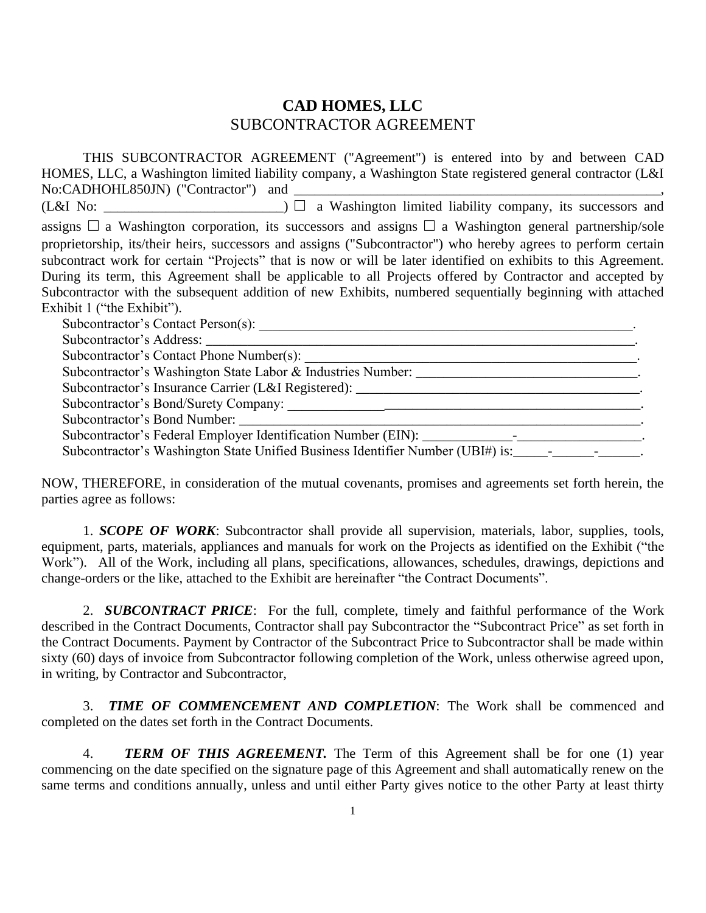# CAD HOMES, LLC

## SUBCONTRACTOR AGREEMENT

THIS SUBCONTRACTOR AGREEMENT ("Agreement") is entered into by and between CAD HOMES, LLC, a Washington limited liability company, a Washington State registered general contractor (L&I No:CADHOHL850JN) ("Contractor") and ________________________________________________________, (L&I No: ___________________________) ☐ a Washington limited liability company, its successors and assigns ☐ a Washington corporation, its successors and assigns ☐ a Washington general partnership/sole proprietorship, its/their heirs, successors and assigns ("Subcontractor") who hereby agrees to perform certain subcontract work for certain "Projects" that is now or will be later identified on exhibits to this Agreement. During its term, this Agreement shall be applicable to all Projects offered by Contractor and accepted by Subcontractor with the subsequent addition of new Exhibits, numbered sequentially beginning with attached Exhibit 1 ("the Exhibit").

Subcontractor's Contact Person(s): ___________________________________________________________.
Subcontractor's Address: _____________________________________________________________________.
Subcontractor's Contact Phone Number(s): ______________________________________________________.
Subcontractor's Washington State Labor & Industries Number: _________________________________.
Subcontractor's Insurance Carrier (L&I Registered): ______________________________________.
Subcontractor's Bond/Surety Company: ______________________________________________________.
Subcontractor's Bond Number: ______________________________________________________________.
Subcontractor's Federal Employer Identification Number (EIN): _____________-__________________.
Subcontractor's Washington State Unified Business Identifier Number (UBI#) is:_____-______-______.

NOW, THEREFORE, in consideration of the mutual covenants, promises and agreements set forth herein, the parties agree as follows:

1. ***SCOPE OF WORK***: Subcontractor shall provide all supervision, materials, labor, supplies, tools, equipment, parts, materials, appliances and manuals for work on the Projects as identified on the Exhibit ("the Work"). All of the Work, including all plans, specifications, allowances, schedules, drawings, depictions and change-orders or the like, attached to the Exhibit are hereinafter "the Contract Documents".

2. ***SUBCONTRACT PRICE***: For the full, complete, timely and faithful performance of the Work described in the Contract Documents, Contractor shall pay Subcontractor the "Subcontract Price" as set forth in the Contract Documents. Payment by Contractor of the Subcontract Price to Subcontractor shall be made within sixty (60) days of invoice from Subcontractor following completion of the Work, unless otherwise agreed upon, in writing, by Contractor and Subcontractor,

3. ***TIME OF COMMENCEMENT AND COMPLETION***: The Work shall be commenced and completed on the dates set forth in the Contract Documents.

4. ***TERM OF THIS AGREEMENT.*** The Term of this Agreement shall be for one (1) year commencing on the date specified on the signature page of this Agreement and shall automatically renew on the same terms and conditions annually, unless and until either Party gives notice to the other Party at least thirty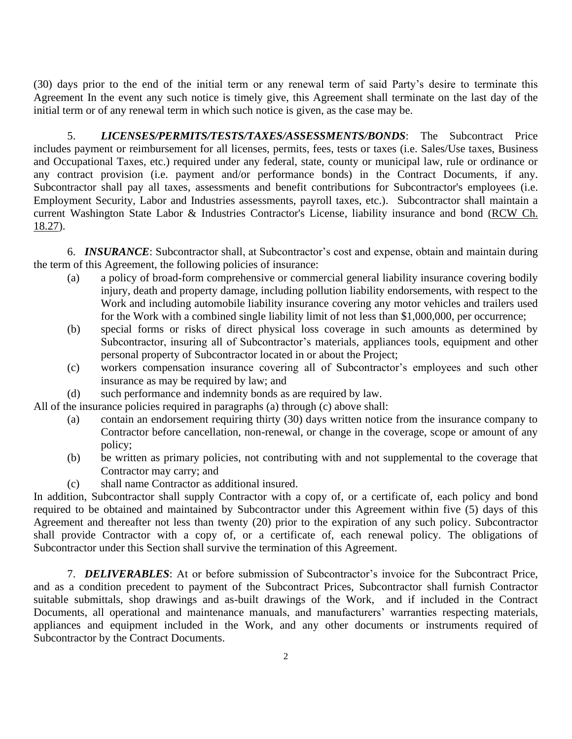(30) days prior to the end of the initial term or any renewal term of said Party's desire to terminate this Agreement In the event any such notice is timely give, this Agreement shall terminate on the last day of the initial term or of any renewal term in which such notice is given, as the case may be.

5. ***LICENSES/PERMITS/TESTS/TAXES/ASSESSMENTS/BONDS***: The Subcontract Price includes payment or reimbursement for all licenses, permits, fees, tests or taxes (i.e. Sales/Use taxes, Business and Occupational Taxes, etc.) required under any federal, state, county or municipal law, rule or ordinance or any contract provision (i.e. payment and/or performance bonds) in the Contract Documents, if any. Subcontractor shall pay all taxes, assessments and benefit contributions for Subcontractor's employees (i.e. Employment Security, Labor and Industries assessments, payroll taxes, etc.). Subcontractor shall maintain a current Washington State Labor & Industries Contractor's License, liability insurance and bond (RCW Ch. 18.27).

6. ***INSURANCE***: Subcontractor shall, at Subcontractor's cost and expense, obtain and maintain during the term of this Agreement, the following policies of insurance:

(a) a policy of broad-form comprehensive or commercial general liability insurance covering bodily injury, death and property damage, including pollution liability endorsements, with respect to the Work and including automobile liability insurance covering any motor vehicles and trailers used for the Work with a combined single liability limit of not less than $1,000,000, per occurrence;

(b) special forms or risks of direct physical loss coverage in such amounts as determined by Subcontractor, insuring all of Subcontractor's materials, appliances tools, equipment and other personal property of Subcontractor located in or about the Project;

(c) workers compensation insurance covering all of Subcontractor's employees and such other insurance as may be required by law; and

(d) such performance and indemnity bonds as are required by law.

All of the insurance policies required in paragraphs (a) through (c) above shall:

(a) contain an endorsement requiring thirty (30) days written notice from the insurance company to Contractor before cancellation, non-renewal, or change in the coverage, scope or amount of any policy;

(b) be written as primary policies, not contributing with and not supplemental to the coverage that Contractor may carry; and

(c) shall name Contractor as additional insured.

In addition, Subcontractor shall supply Contractor with a copy of, or a certificate of, each policy and bond required to be obtained and maintained by Subcontractor under this Agreement within five (5) days of this Agreement and thereafter not less than twenty (20) prior to the expiration of any such policy. Subcontractor shall provide Contractor with a copy of, or a certificate of, each renewal policy. The obligations of Subcontractor under this Section shall survive the termination of this Agreement.

7. ***DELIVERABLES***: At or before submission of Subcontractor's invoice for the Subcontract Price, and as a condition precedent to payment of the Subcontract Prices, Subcontractor shall furnish Contractor suitable submittals, shop drawings and as-built drawings of the Work, and if included in the Contract Documents, all operational and maintenance manuals, and manufacturers' warranties respecting materials, appliances and equipment included in the Work, and any other documents or instruments required of Subcontractor by the Contract Documents.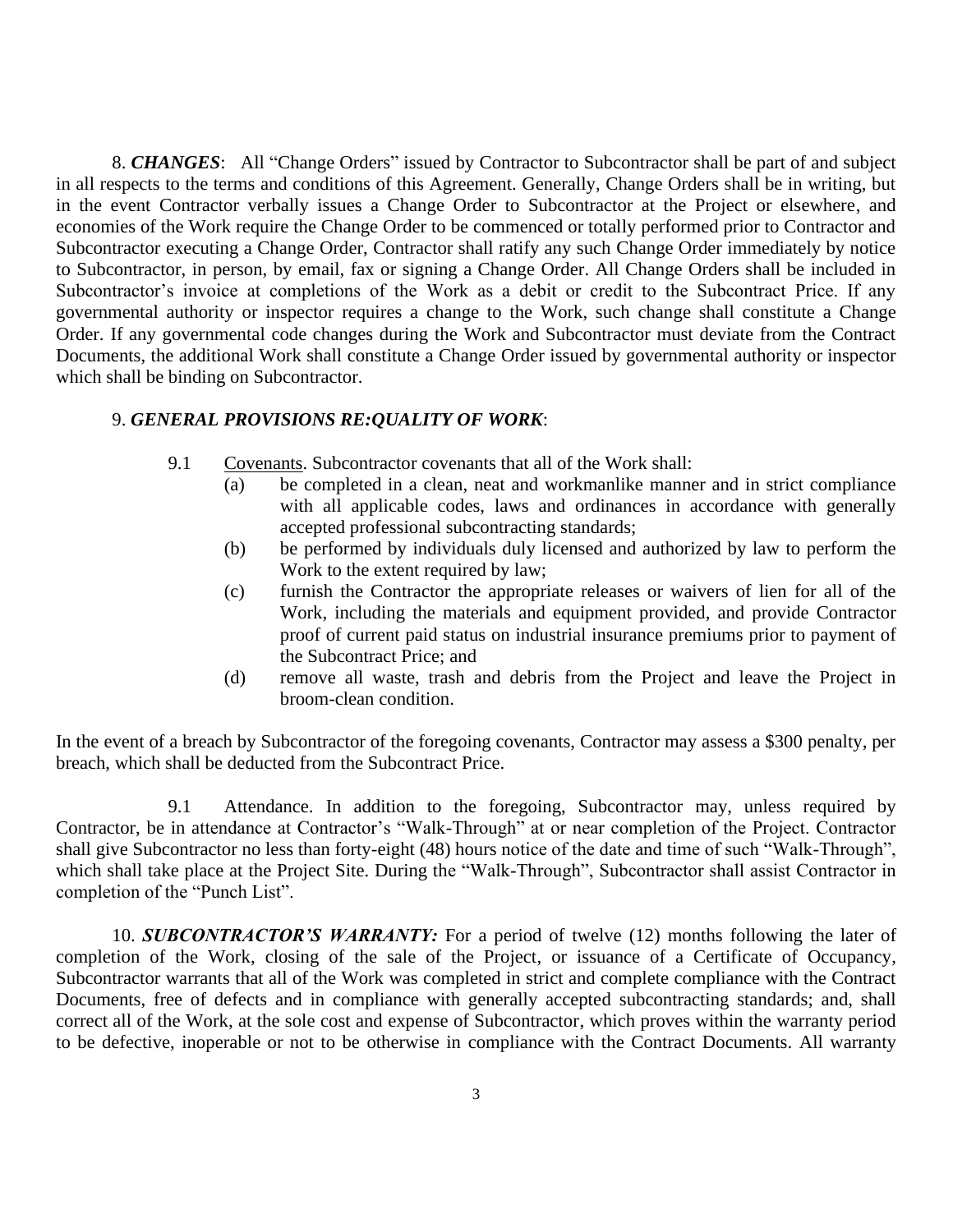8. ***CHANGES***: All "Change Orders" issued by Contractor to Subcontractor shall be part of and subject in all respects to the terms and conditions of this Agreement. Generally, Change Orders shall be in writing, but in the event Contractor verbally issues a Change Order to Subcontractor at the Project or elsewhere, and economies of the Work require the Change Order to be commenced or totally performed prior to Contractor and Subcontractor executing a Change Order, Contractor shall ratify any such Change Order immediately by notice to Subcontractor, in person, by email, fax or signing a Change Order. All Change Orders shall be included in Subcontractor's invoice at completions of the Work as a debit or credit to the Subcontract Price. If any governmental authority or inspector requires a change to the Work, such change shall constitute a Change Order. If any governmental code changes during the Work and Subcontractor must deviate from the Contract Documents, the additional Work shall constitute a Change Order issued by governmental authority or inspector which shall be binding on Subcontractor.

9. ***GENERAL PROVISIONS RE:QUALITY OF WORK***:

9.1 Covenants. Subcontractor covenants that all of the Work shall:

(a) be completed in a clean, neat and workmanlike manner and in strict compliance with all applicable codes, laws and ordinances in accordance with generally accepted professional subcontracting standards;

(b) be performed by individuals duly licensed and authorized by law to perform the Work to the extent required by law;

(c) furnish the Contractor the appropriate releases or waivers of lien for all of the Work, including the materials and equipment provided, and provide Contractor proof of current paid status on industrial insurance premiums prior to payment of the Subcontract Price; and

(d) remove all waste, trash and debris from the Project and leave the Project in broom-clean condition.

In the event of a breach by Subcontractor of the foregoing covenants, Contractor may assess a $300 penalty, per breach, which shall be deducted from the Subcontract Price.

9.1 Attendance. In addition to the foregoing, Subcontractor may, unless required by Contractor, be in attendance at Contractor's "Walk-Through" at or near completion of the Project. Contractor shall give Subcontractor no less than forty-eight (48) hours notice of the date and time of such "Walk-Through", which shall take place at the Project Site. During the "Walk-Through", Subcontractor shall assist Contractor in completion of the "Punch List".

10. ***SUBCONTRACTOR'S WARRANTY:*** For a period of twelve (12) months following the later of completion of the Work, closing of the sale of the Project, or issuance of a Certificate of Occupancy, Subcontractor warrants that all of the Work was completed in strict and complete compliance with the Contract Documents, free of defects and in compliance with generally accepted subcontracting standards; and, shall correct all of the Work, at the sole cost and expense of Subcontractor, which proves within the warranty period to be defective, inoperable or not to be otherwise in compliance with the Contract Documents. All warranty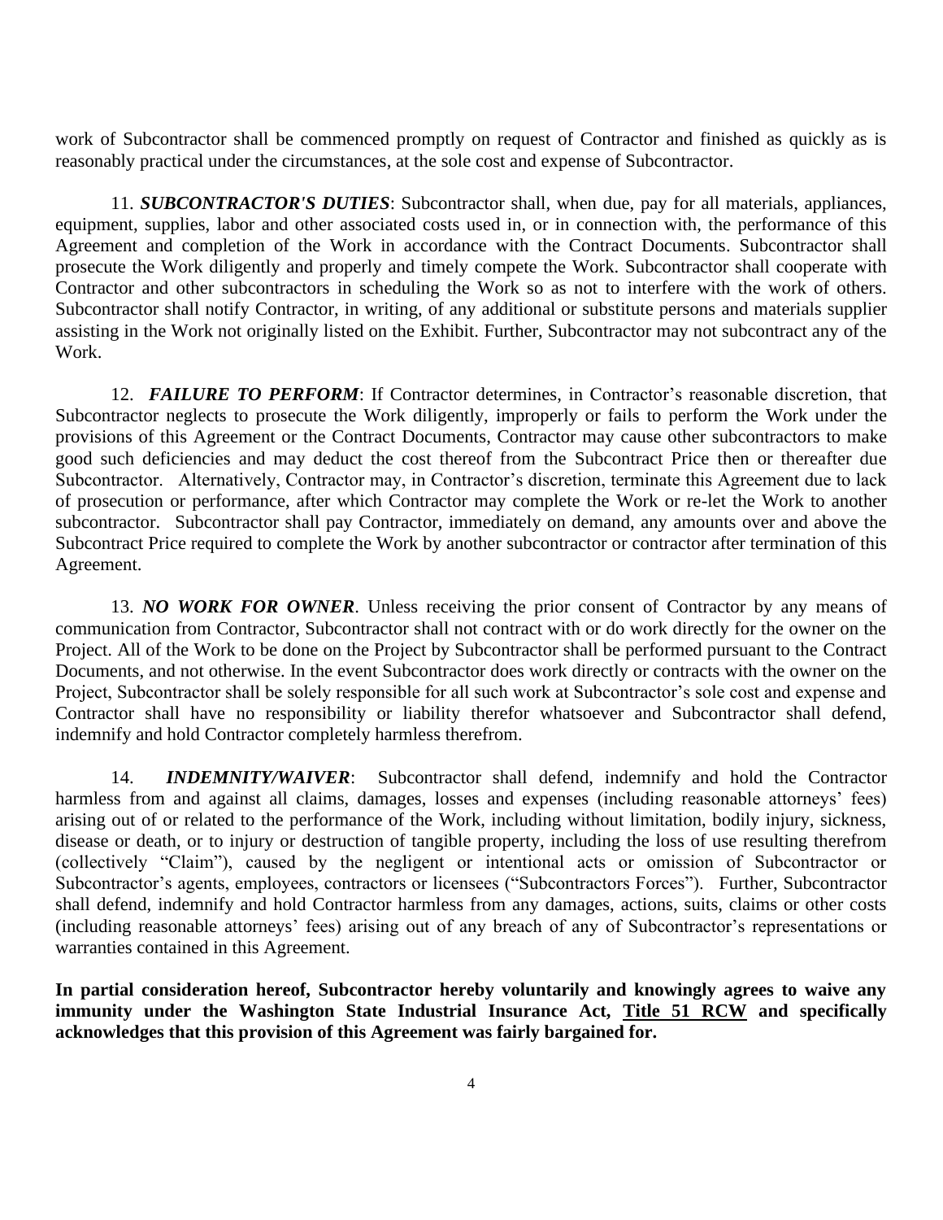work of Subcontractor shall be commenced promptly on request of Contractor and finished as quickly as is reasonably practical under the circumstances, at the sole cost and expense of Subcontractor.

11. ***SUBCONTRACTOR'S DUTIES***: Subcontractor shall, when due, pay for all materials, appliances, equipment, supplies, labor and other associated costs used in, or in connection with, the performance of this Agreement and completion of the Work in accordance with the Contract Documents. Subcontractor shall prosecute the Work diligently and properly and timely compete the Work. Subcontractor shall cooperate with Contractor and other subcontractors in scheduling the Work so as not to interfere with the work of others. Subcontractor shall notify Contractor, in writing, of any additional or substitute persons and materials supplier assisting in the Work not originally listed on the Exhibit. Further, Subcontractor may not subcontract any of the Work.

12. ***FAILURE TO PERFORM***: If Contractor determines, in Contractor's reasonable discretion, that Subcontractor neglects to prosecute the Work diligently, improperly or fails to perform the Work under the provisions of this Agreement or the Contract Documents, Contractor may cause other subcontractors to make good such deficiencies and may deduct the cost thereof from the Subcontract Price then or thereafter due Subcontractor. Alternatively, Contractor may, in Contractor's discretion, terminate this Agreement due to lack of prosecution or performance, after which Contractor may complete the Work or re-let the Work to another subcontractor. Subcontractor shall pay Contractor, immediately on demand, any amounts over and above the Subcontract Price required to complete the Work by another subcontractor or contractor after termination of this Agreement.

13. ***NO WORK FOR OWNER***. Unless receiving the prior consent of Contractor by any means of communication from Contractor, Subcontractor shall not contract with or do work directly for the owner on the Project. All of the Work to be done on the Project by Subcontractor shall be performed pursuant to the Contract Documents, and not otherwise. In the event Subcontractor does work directly or contracts with the owner on the Project, Subcontractor shall be solely responsible for all such work at Subcontractor's sole cost and expense and Contractor shall have no responsibility or liability therefor whatsoever and Subcontractor shall defend, indemnify and hold Contractor completely harmless therefrom.

14. ***INDEMNITY/WAIVER***: Subcontractor shall defend, indemnify and hold the Contractor harmless from and against all claims, damages, losses and expenses (including reasonable attorneys' fees) arising out of or related to the performance of the Work, including without limitation, bodily injury, sickness, disease or death, or to injury or destruction of tangible property, including the loss of use resulting therefrom (collectively "Claim"), caused by the negligent or intentional acts or omission of Subcontractor or Subcontractor's agents, employees, contractors or licensees ("Subcontractors Forces"). Further, Subcontractor shall defend, indemnify and hold Contractor harmless from any damages, actions, suits, claims or other costs (including reasonable attorneys' fees) arising out of any breach of any of Subcontractor's representations or warranties contained in this Agreement.

**In partial consideration hereof, Subcontractor hereby voluntarily and knowingly agrees to waive any immunity under the Washington State Industrial Insurance Act, <u>Title 51 RCW</u> and specifically acknowledges that this provision of this Agreement was fairly bargained for.**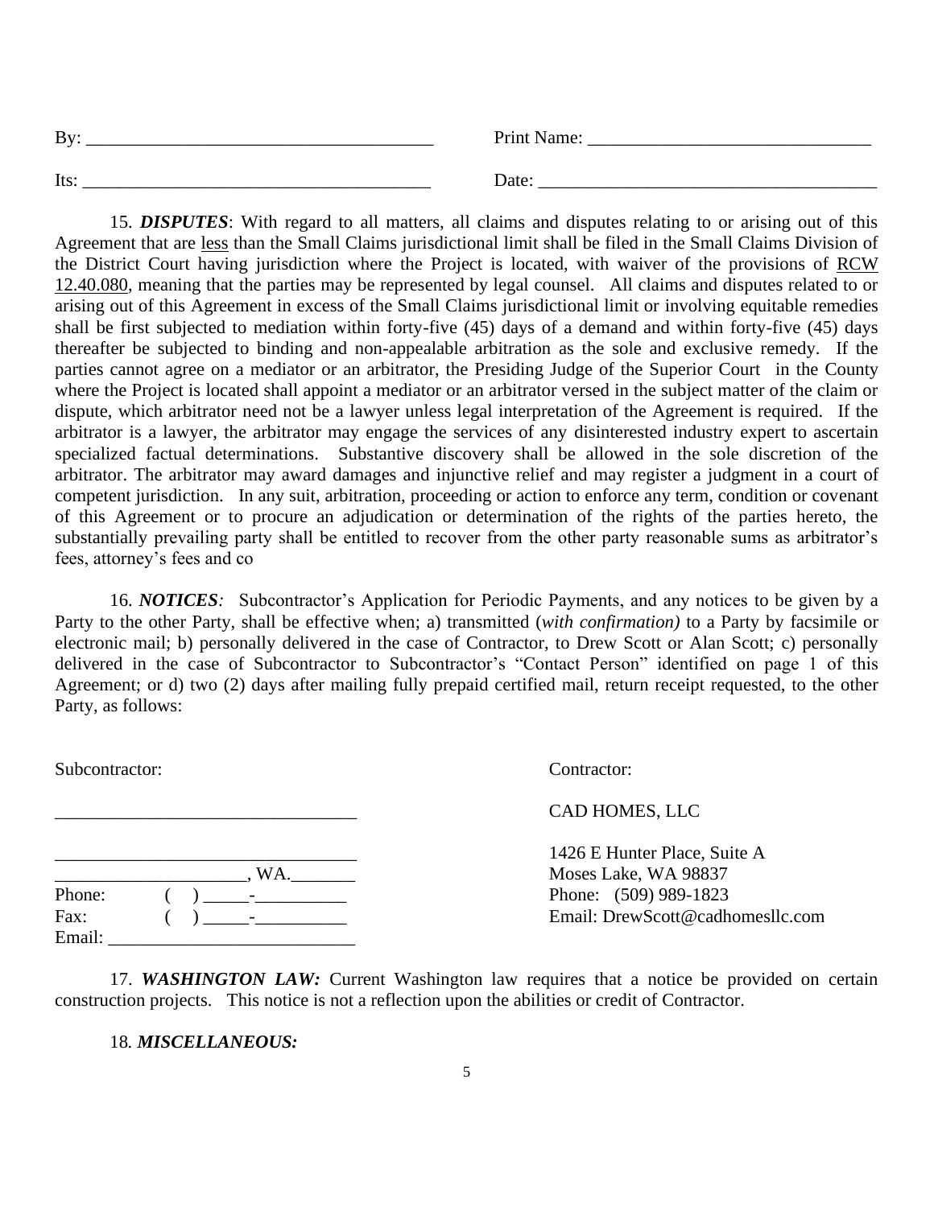By: ______________________________________ Print Name: ______________________________

Its: ______________________________________ Date: ____________________________________

15. ***DISPUTES***: With regard to all matters, all claims and disputes relating to or arising out of this Agreement that are <u>less</u> than the Small Claims jurisdictional limit shall be filed in the Small Claims Division of the District Court having jurisdiction where the Project is located, with waiver of the provisions of <u>RCW 12.40.080</u>, meaning that the parties may be represented by legal counsel. All claims and disputes related to or arising out of this Agreement in excess of the Small Claims jurisdictional limit or involving equitable remedies shall be first subjected to mediation within forty-five (45) days of a demand and within forty-five (45) days thereafter be subjected to binding and non-appealable arbitration as the sole and exclusive remedy. If the parties cannot agree on a mediator or an arbitrator, the Presiding Judge of the Superior Court in the County where the Project is located shall appoint a mediator or an arbitrator versed in the subject matter of the claim or dispute, which arbitrator need not be a lawyer unless legal interpretation of the Agreement is required. If the arbitrator is a lawyer, the arbitrator may engage the services of any disinterested industry expert to ascertain specialized factual determinations. Substantive discovery shall be allowed in the sole discretion of the arbitrator. The arbitrator may award damages and injunctive relief and may register a judgment in a court of competent jurisdiction. In any suit, arbitration, proceeding or action to enforce any term, condition or covenant of this Agreement or to procure an adjudication or determination of the rights of the parties hereto, the substantially prevailing party shall be entitled to recover from the other party reasonable sums as arbitrator's fees, attorney's fees and co

16. ***NOTICES:*** Subcontractor's Application for Periodic Payments, and any notices to be given by a Party to the other Party, shall be effective when; a) transmitted (*with confirmation)* to a Party by facsimile or electronic mail; b) personally delivered in the case of Contractor, to Drew Scott or Alan Scott; c) personally delivered in the case of Subcontractor to Subcontractor's "Contact Person" identified on page 1 of this Agreement; or d) two (2) days after mailing fully prepaid certified mail, return receipt requested, to the other Party, as follows:

Subcontractor:

_________________________________

_________________________________
_____________________, WA._______
Phone: ( ) _____-__________
Fax: ( ) _____-__________
Email: ___________________________

Contractor:

CAD HOMES, LLC

1426 E Hunter Place, Suite A
Moses Lake, WA 98837
Phone: (509) 989-1823
Email: DrewScott@cadhomesllc.com

17. ***WASHINGTON LAW:*** Current Washington law requires that a notice be provided on certain construction projects. This notice is not a reflection upon the abilities or credit of Contractor.

18. ***MISCELLANEOUS:***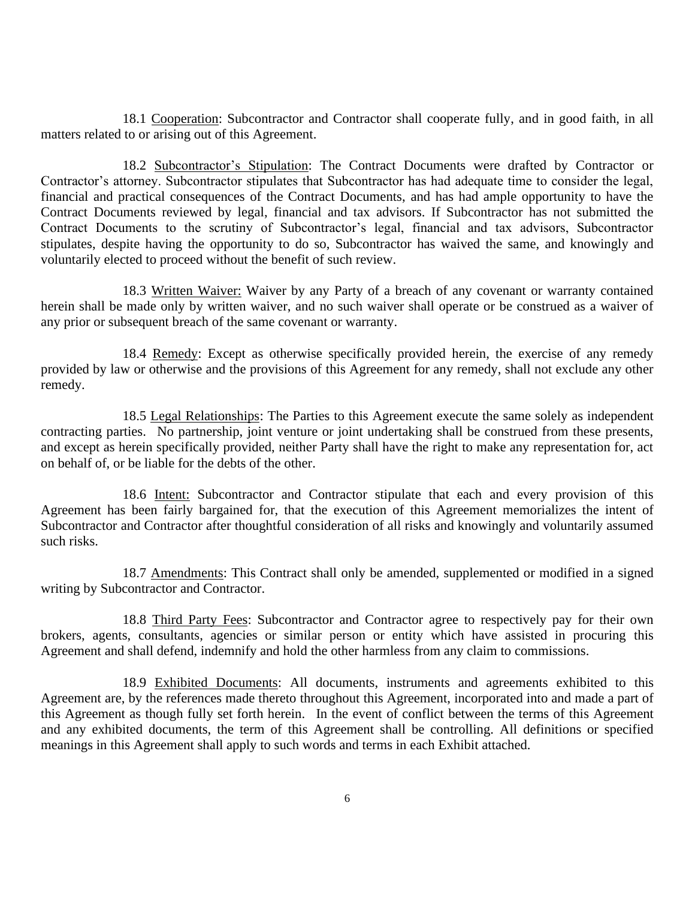18.1 Cooperation: Subcontractor and Contractor shall cooperate fully, and in good faith, in all matters related to or arising out of this Agreement.

18.2 Subcontractor's Stipulation: The Contract Documents were drafted by Contractor or Contractor's attorney. Subcontractor stipulates that Subcontractor has had adequate time to consider the legal, financial and practical consequences of the Contract Documents, and has had ample opportunity to have the Contract Documents reviewed by legal, financial and tax advisors. If Subcontractor has not submitted the Contract Documents to the scrutiny of Subcontractor's legal, financial and tax advisors, Subcontractor stipulates, despite having the opportunity to do so, Subcontractor has waived the same, and knowingly and voluntarily elected to proceed without the benefit of such review.

18.3 Written Waiver: Waiver by any Party of a breach of any covenant or warranty contained herein shall be made only by written waiver, and no such waiver shall operate or be construed as a waiver of any prior or subsequent breach of the same covenant or warranty.

18.4 Remedy: Except as otherwise specifically provided herein, the exercise of any remedy provided by law or otherwise and the provisions of this Agreement for any remedy, shall not exclude any other remedy.

18.5 Legal Relationships: The Parties to this Agreement execute the same solely as independent contracting parties. No partnership, joint venture or joint undertaking shall be construed from these presents, and except as herein specifically provided, neither Party shall have the right to make any representation for, act on behalf of, or be liable for the debts of the other.

18.6 Intent: Subcontractor and Contractor stipulate that each and every provision of this Agreement has been fairly bargained for, that the execution of this Agreement memorializes the intent of Subcontractor and Contractor after thoughtful consideration of all risks and knowingly and voluntarily assumed such risks.

18.7 Amendments: This Contract shall only be amended, supplemented or modified in a signed writing by Subcontractor and Contractor.

18.8 Third Party Fees: Subcontractor and Contractor agree to respectively pay for their own brokers, agents, consultants, agencies or similar person or entity which have assisted in procuring this Agreement and shall defend, indemnify and hold the other harmless from any claim to commissions.

18.9 Exhibited Documents: All documents, instruments and agreements exhibited to this Agreement are, by the references made thereto throughout this Agreement, incorporated into and made a part of this Agreement as though fully set forth herein. In the event of conflict between the terms of this Agreement and any exhibited documents, the term of this Agreement shall be controlling. All definitions or specified meanings in this Agreement shall apply to such words and terms in each Exhibit attached.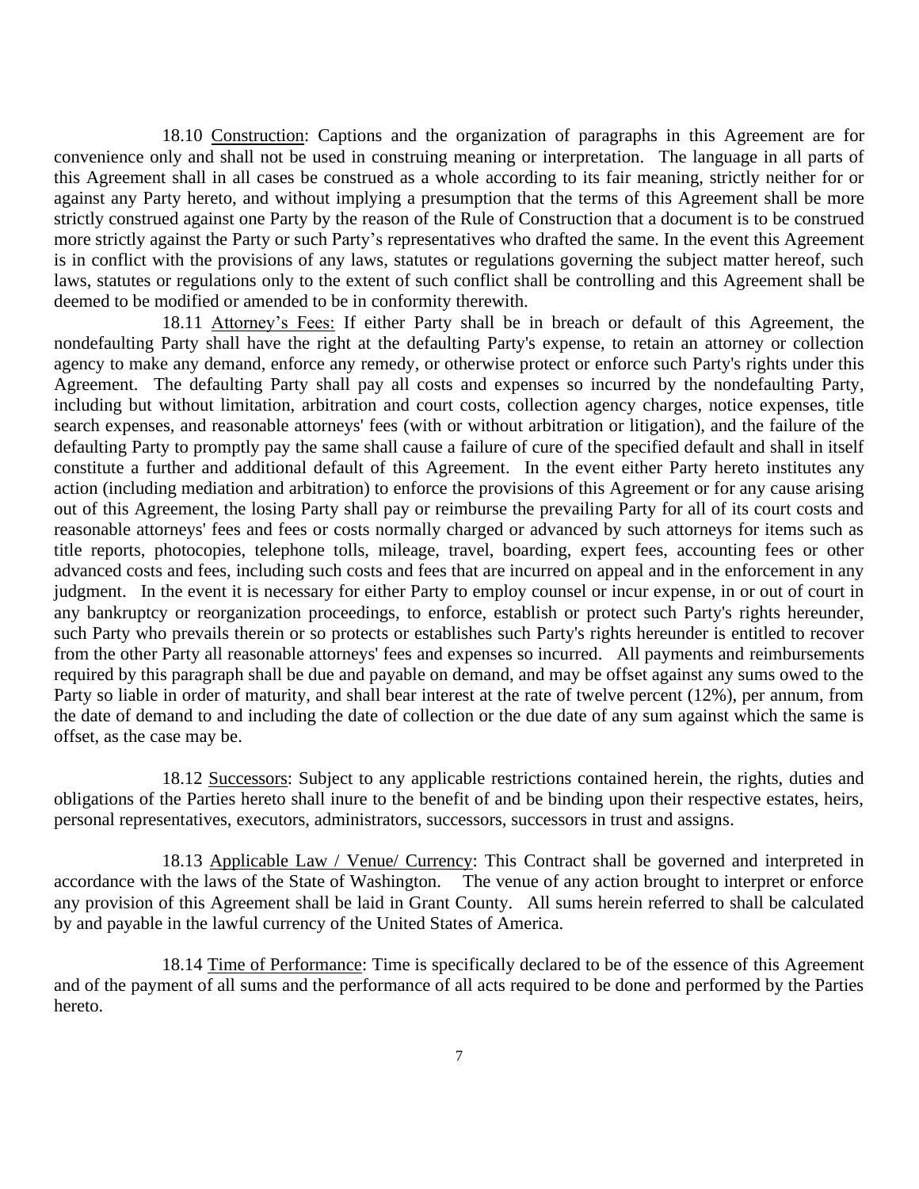18.10 <u>Construction</u>: Captions and the organization of paragraphs in this Agreement are for convenience only and shall not be used in construing meaning or interpretation. The language in all parts of this Agreement shall in all cases be construed as a whole according to its fair meaning, strictly neither for or against any Party hereto, and without implying a presumption that the terms of this Agreement shall be more strictly construed against one Party by the reason of the Rule of Construction that a document is to be construed more strictly against the Party or such Party's representatives who drafted the same. In the event this Agreement is in conflict with the provisions of any laws, statutes or regulations governing the subject matter hereof, such laws, statutes or regulations only to the extent of such conflict shall be controlling and this Agreement shall be deemed to be modified or amended to be in conformity therewith.

18.11 <u>Attorney's Fees:</u> If either Party shall be in breach or default of this Agreement, the nondefaulting Party shall have the right at the defaulting Party's expense, to retain an attorney or collection agency to make any demand, enforce any remedy, or otherwise protect or enforce such Party's rights under this Agreement. The defaulting Party shall pay all costs and expenses so incurred by the nondefaulting Party, including but without limitation, arbitration and court costs, collection agency charges, notice expenses, title search expenses, and reasonable attorneys' fees (with or without arbitration or litigation), and the failure of the defaulting Party to promptly pay the same shall cause a failure of cure of the specified default and shall in itself constitute a further and additional default of this Agreement. In the event either Party hereto institutes any action (including mediation and arbitration) to enforce the provisions of this Agreement or for any cause arising out of this Agreement, the losing Party shall pay or reimburse the prevailing Party for all of its court costs and reasonable attorneys' fees and fees or costs normally charged or advanced by such attorneys for items such as title reports, photocopies, telephone tolls, mileage, travel, boarding, expert fees, accounting fees or other advanced costs and fees, including such costs and fees that are incurred on appeal and in the enforcement in any judgment. In the event it is necessary for either Party to employ counsel or incur expense, in or out of court in any bankruptcy or reorganization proceedings, to enforce, establish or protect such Party's rights hereunder, such Party who prevails therein or so protects or establishes such Party's rights hereunder is entitled to recover from the other Party all reasonable attorneys' fees and expenses so incurred. All payments and reimbursements required by this paragraph shall be due and payable on demand, and may be offset against any sums owed to the Party so liable in order of maturity, and shall bear interest at the rate of twelve percent (12%), per annum, from the date of demand to and including the date of collection or the due date of any sum against which the same is offset, as the case may be.

18.12 <u>Successors</u>: Subject to any applicable restrictions contained herein, the rights, duties and obligations of the Parties hereto shall inure to the benefit of and be binding upon their respective estates, heirs, personal representatives, executors, administrators, successors, successors in trust and assigns.

18.13 <u>Applicable Law / Venue/ Currency</u>: This Contract shall be governed and interpreted in accordance with the laws of the State of Washington. The venue of any action brought to interpret or enforce any provision of this Agreement shall be laid in Grant County. All sums herein referred to shall be calculated by and payable in the lawful currency of the United States of America.

18.14 <u>Time of Performance</u>: Time is specifically declared to be of the essence of this Agreement and of the payment of all sums and the performance of all acts required to be done and performed by the Parties hereto.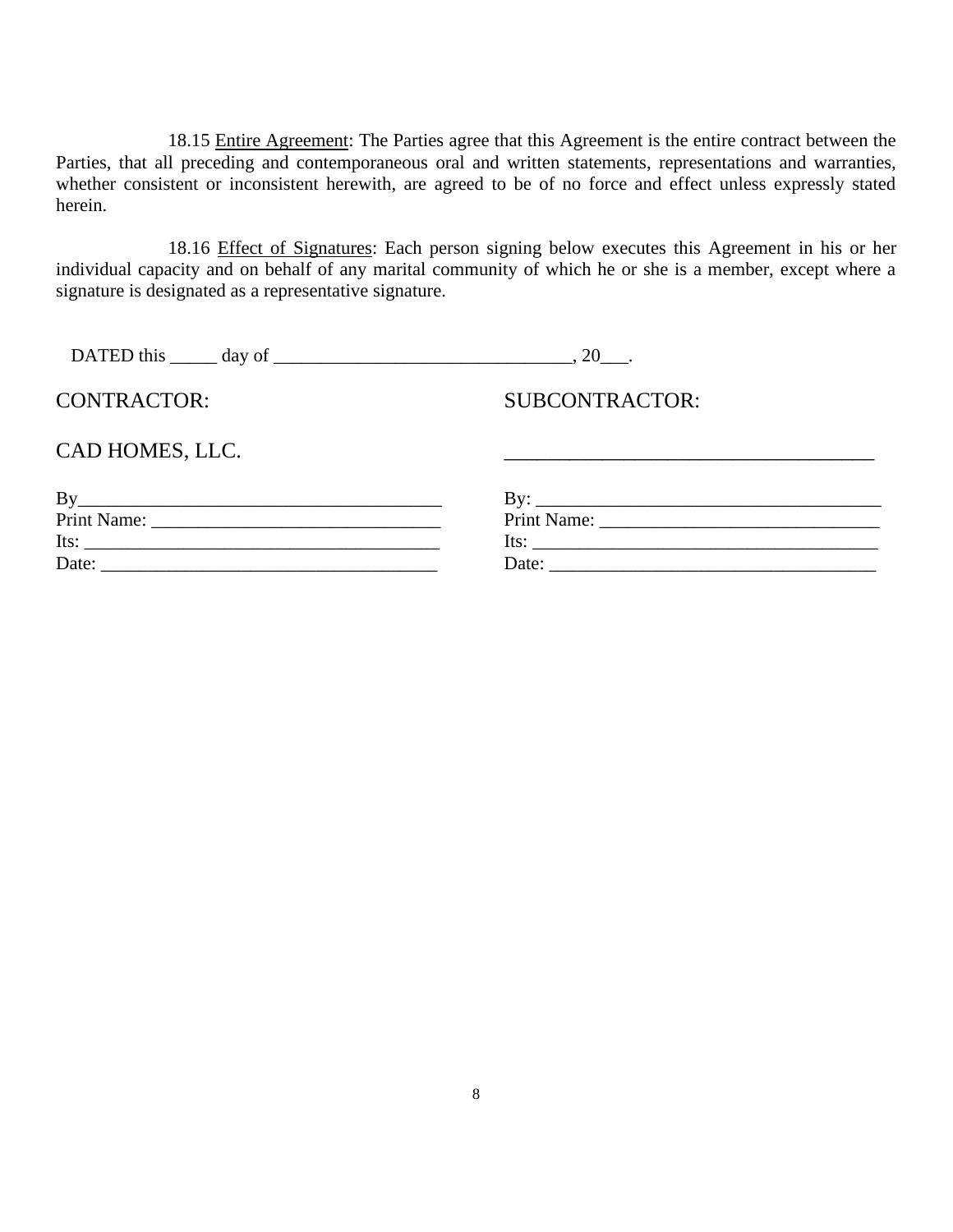18.15 Entire Agreement: The Parties agree that this Agreement is the entire contract between the Parties, that all preceding and contemporaneous oral and written statements, representations and warranties, whether consistent or inconsistent herewith, are agreed to be of no force and effect unless expressly stated herein.

18.16 Effect of Signatures: Each person signing below executes this Agreement in his or her individual capacity and on behalf of any marital community of which he or she is a member, except where a signature is designated as a representative signature.

DATED this _____ day of ________________________________, 20___.

| CONTRACTOR: | SUBCONTRACTOR: |
|---|---|
| CAD HOMES, LLC. | _____________________________________ |
| By_______________________________________ | By: _____________________________________ |
| Print Name: _______________________________ | Print Name: ______________________________ |
| Its: _______________________________________ | Its: _____________________________________ |
| Date: _____________________________________ | Date: ____________________________________ |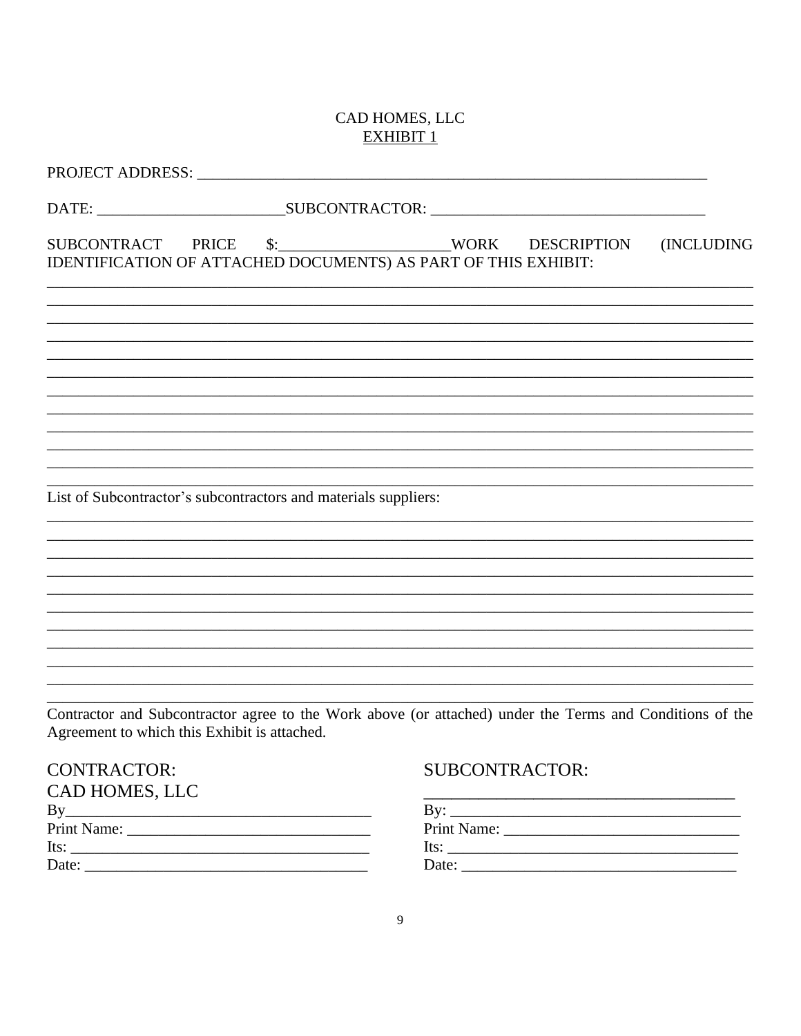CAD HOMES, LLC

EXHIBIT 1

PROJECT ADDRESS: ___________________________________________________________________

DATE: ________________________SUBCONTRACTOR: ___________________________________

SUBCONTRACTOR PRICE $:____________________WORK DESCRIPTION (INCLUDING IDENTIFICATION OF ATTACHED DOCUMENTS) AS PART OF THIS EXHIBIT:

______________________________________________________________________________________________
______________________________________________________________________________________________
______________________________________________________________________________________________
______________________________________________________________________________________________
______________________________________________________________________________________________
______________________________________________________________________________________________
______________________________________________________________________________________________
______________________________________________________________________________________________
______________________________________________________________________________________________
______________________________________________________________________________________________
______________________________________________________________________________________________
______________________________________________________________________________________________

List of Subcontractor's subcontractors and materials suppliers:

______________________________________________________________________________________________
______________________________________________________________________________________________
______________________________________________________________________________________________
______________________________________________________________________________________________
______________________________________________________________________________________________
______________________________________________________________________________________________
______________________________________________________________________________________________
______________________________________________________________________________________________
______________________________________________________________________________________________
______________________________________________________________________________________________
______________________________________________________________________________________________

Contractor and Subcontractor agree to the Work above (or attached) under the Terms and Conditions of the Agreement to which this Exhibit is attached.

CONTRACTOR:

CAD HOMES, LLC

By______________________________________

Print Name: _______________________________

Its: _____________________________________

Date: ____________________________________

SUBCONTRACTOR:

_____________________________________

By: ______________________________________

Print Name: _______________________________

Its: ______________________________________

Date: ____________________________________